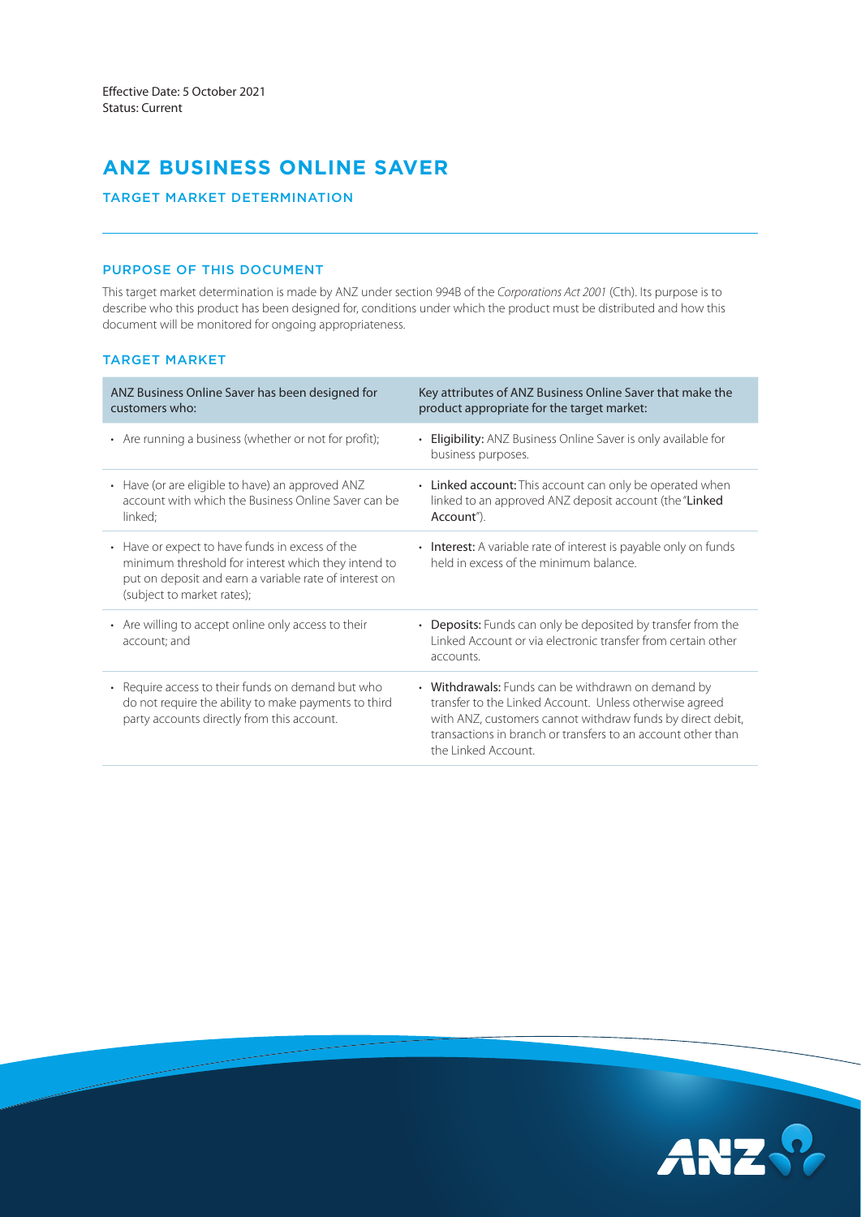Effective Date: 5 October 2021
Status: Current

# ANZ BUSINESS ONLINE SAVER

## TARGET MARKET DETERMINATION

### PURPOSE OF THIS DOCUMENT

This target market determination is made by ANZ under section 994B of the *Corporations Act 2001* (Cth). Its purpose is to describe who this product has been designed for, conditions under which the product must be distributed and how this document will be monitored for ongoing appropriateness.

### TARGET MARKET

| ANZ Business Online Saver has been designed for customers who: | Key attributes of ANZ Business Online Saver that make the product appropriate for the target market: |
| --- | --- |
| • Are running a business (whether or not for profit); | • **Eligibility:** ANZ Business Online Saver is only available for business purposes. |
| • Have (or are eligible to have) an approved ANZ account with which the Business Online Saver can be linked; | • **Linked account:** This account can only be operated when linked to an approved ANZ deposit account (the "**Linked Account**"). |
| • Have or expect to have funds in excess of the minimum threshold for interest which they intend to put on deposit and earn a variable rate of interest on (subject to market rates); | • **Interest:** A variable rate of interest is payable only on funds held in excess of the minimum balance. |
| • Are willing to accept online only access to their account; and | • **Deposits:** Funds can only be deposited by transfer from the Linked Account or via electronic transfer from certain other accounts. |
| • Require access to their funds on demand but who do not require the ability to make payments to third party accounts directly from this account. | • **Withdrawals:** Funds can be withdrawn on demand by transfer to the Linked Account. Unless otherwise agreed with ANZ, customers cannot withdraw funds by direct debit, transactions in branch or transfers to an account other than the Linked Account. |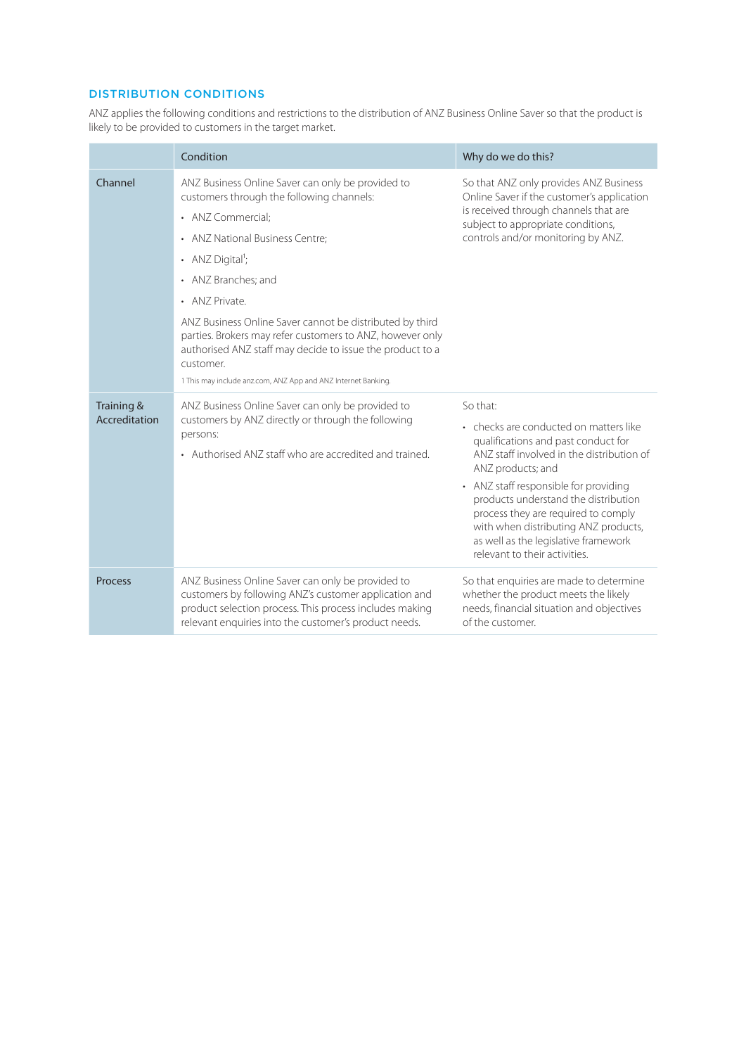## DISTRIBUTION CONDITIONS

ANZ applies the following conditions and restrictions to the distribution of ANZ Business Online Saver so that the product is likely to be provided to customers in the target market.

| | Condition | Why do we do this? |
|---|---|---|
| Channel | ANZ Business Online Saver can only be provided to customers through the following channels:<br>• ANZ Commercial;<br>• ANZ National Business Centre;<br>• ANZ Digital[1];<br>• ANZ Branches; and<br>• ANZ Private.<br>ANZ Business Online Saver cannot be distributed by third parties. Brokers may refer customers to ANZ, however only authorised ANZ staff may decide to issue the product to a customer.<br>1 This may include anz.com, ANZ App and ANZ Internet Banking. | So that ANZ only provides ANZ Business Online Saver if the customer's application is received through channels that are subject to appropriate conditions, controls and/or monitoring by ANZ. |
| Training & Accreditation | ANZ Business Online Saver can only be provided to customers by ANZ directly or through the following persons:<br>• Authorised ANZ staff who are accredited and trained. | So that:<br>• checks are conducted on matters like qualifications and past conduct for ANZ staff involved in the distribution of ANZ products; and<br>• ANZ staff responsible for providing products understand the distribution process they are required to comply with when distributing ANZ products, as well as the legislative framework relevant to their activities. |
| Process | ANZ Business Online Saver can only be provided to customers by following ANZ's customer application and product selection process. This process includes making relevant enquiries into the customer's product needs. | So that enquiries are made to determine whether the product meets the likely needs, financial situation and objectives of the customer. |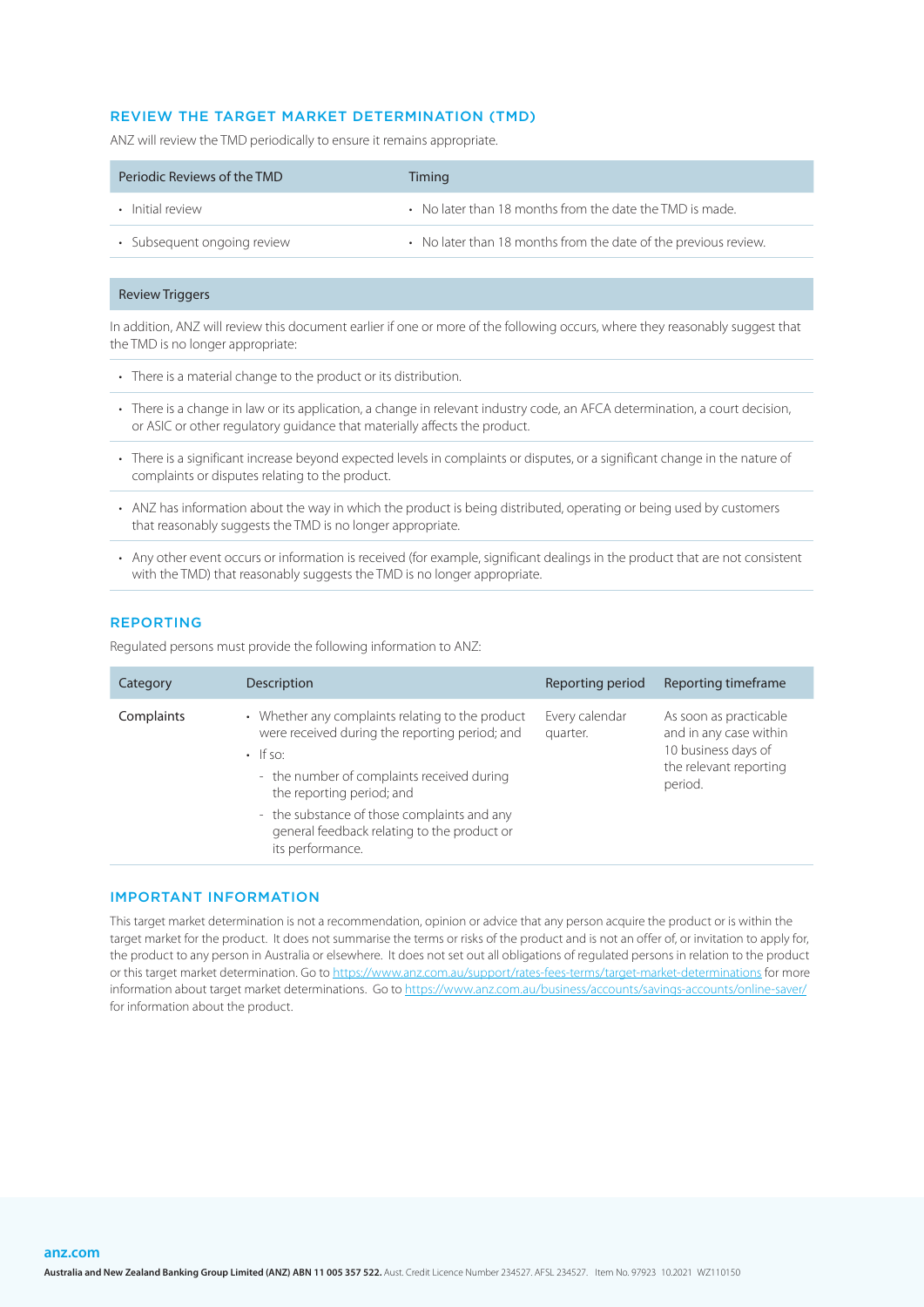## REVIEW THE TARGET MARKET DETERMINATION (TMD)

ANZ will review the TMD periodically to ensure it remains appropriate.

| Periodic Reviews of the TMD | Timing |
|---|---|
| • Initial review | • No later than 18 months from the date the TMD is made. |
| • Subsequent ongoing review | • No later than 18 months from the date of the previous review. |

### Review Triggers

In addition, ANZ will review this document earlier if one or more of the following occurs, where they reasonably suggest that the TMD is no longer appropriate:

- There is a material change to the product or its distribution.
- There is a change in law or its application, a change in relevant industry code, an AFCA determination, a court decision, or ASIC or other regulatory guidance that materially affects the product.
- There is a significant increase beyond expected levels in complaints or disputes, or a significant change in the nature of complaints or disputes relating to the product.
- ANZ has information about the way in which the product is being distributed, operating or being used by customers that reasonably suggests the TMD is no longer appropriate.
- Any other event occurs or information is received (for example, significant dealings in the product that are not consistent with the TMD) that reasonably suggests the TMD is no longer appropriate.

## REPORTING

Regulated persons must provide the following information to ANZ:

| Category | Description | Reporting period | Reporting timeframe |
|---|---|---|---|
| Complaints | • Whether any complaints relating to the product were received during the reporting period; and<br>• If so:<br>- the number of complaints received during the reporting period; and<br>- the substance of those complaints and any general feedback relating to the product or its performance. | Every calendar quarter. | As soon as practicable and in any case within 10 business days of the relevant reporting period. |

## IMPORTANT INFORMATION

This target market determination is not a recommendation, opinion or advice that any person acquire the product or is within the target market for the product. It does not summarise the terms or risks of the product and is not an offer of, or invitation to apply for, the product to any person in Australia or elsewhere. It does not set out all obligations of regulated persons in relation to the product or this target market determination. Go to https://www.anz.com.au/support/rates-fees-terms/target-market-determinations for more information about target market determinations. Go to https://www.anz.com.au/business/accounts/savings-accounts/online-saver/ for information about the product.

anz.com

**Australia and New Zealand Banking Group Limited (ANZ) ABN 11 005 357 522.** Aust. Credit Licence Number 234527. AFSL 234527. Item No. 97923 10.2021 WZ110150